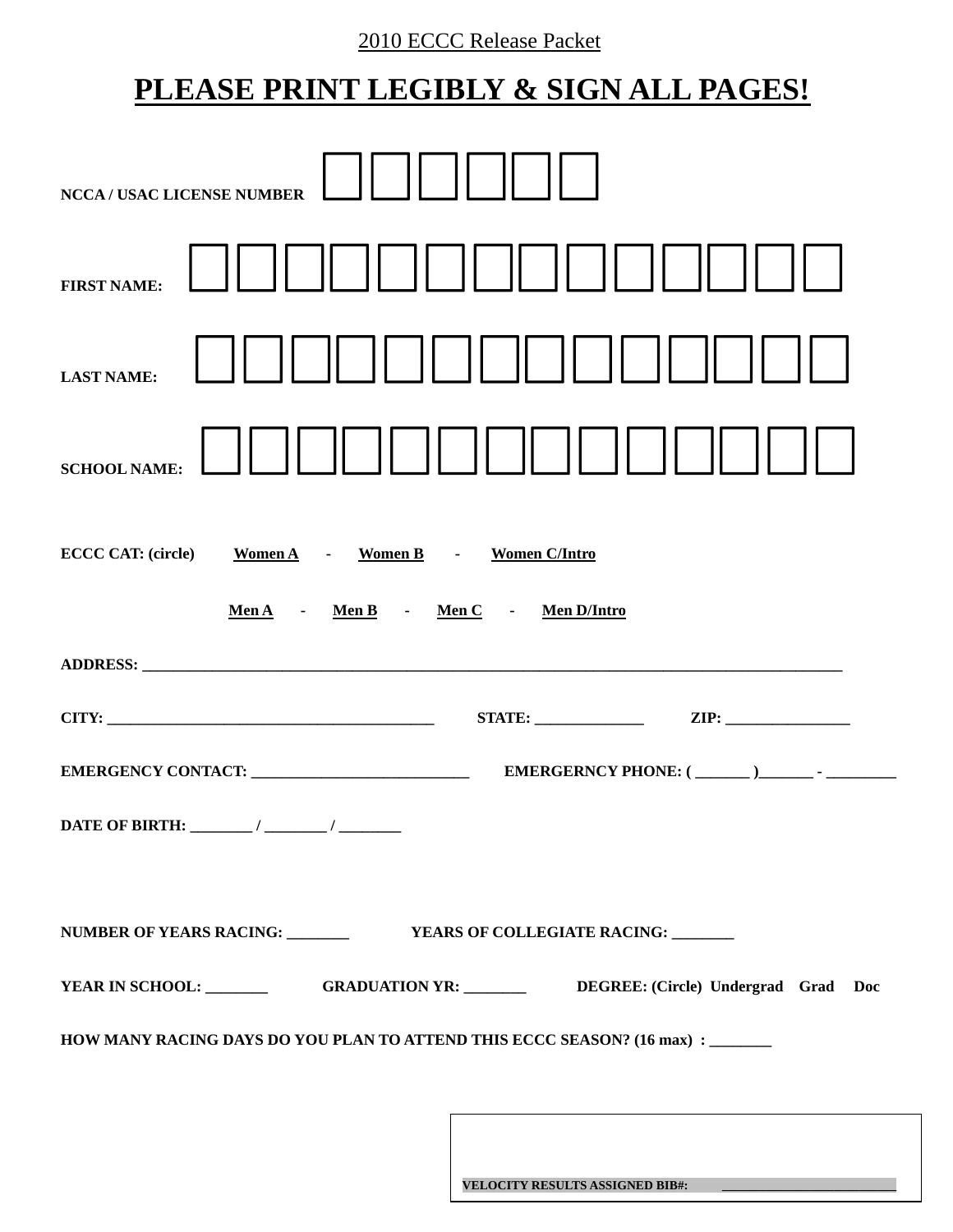2010 ECCC Release Packet

# PLEASE PRINT LEGIBLY & SIGN ALL PAGES!

**NCCA / USAC LICENSE NUMBER** ☐☐☐☐☐☐

**FIRST NAME:** ☐☐☐☐☐☐☐☐☐☐☐☐☐☐

**LAST NAME:** ☐☐☐☐☐☐☐☐☐☐☐☐☐☐

**SCHOOL NAME:** ☐☐☐☐☐☐☐☐☐☐☐☐☐☐

**ECCC CAT: (circle)** **Women A** - **Women B** - **Women C/Intro**

**Men A** - **Men B** - **Men C** - **Men D/Intro**

**ADDRESS:** ______________________________________________________________________________________

**CITY:** ____________________________________________ **STATE:** ______________ **ZIP:** ________________

**EMERGENCY CONTACT:** ____________________________ **EMERGERNCY PHONE:** ( _______ )_______ - _________

**DATE OF BIRTH:** ________ / ________ / ________

**NUMBER OF YEARS RACING:** ________ **YEARS OF COLLEGIATE RACING:** ________

**YEAR IN SCHOOL:** ________ **GRADUATION YR:** ________ **DEGREE: (Circle)** Undergrad Grad Doc

**HOW MANY RACING DAYS DO YOU PLAN TO ATTEND THIS ECCC SEASON? (16 max) :** ________

**VELOCITY RESULTS ASSIGNED BIB#:** _________________________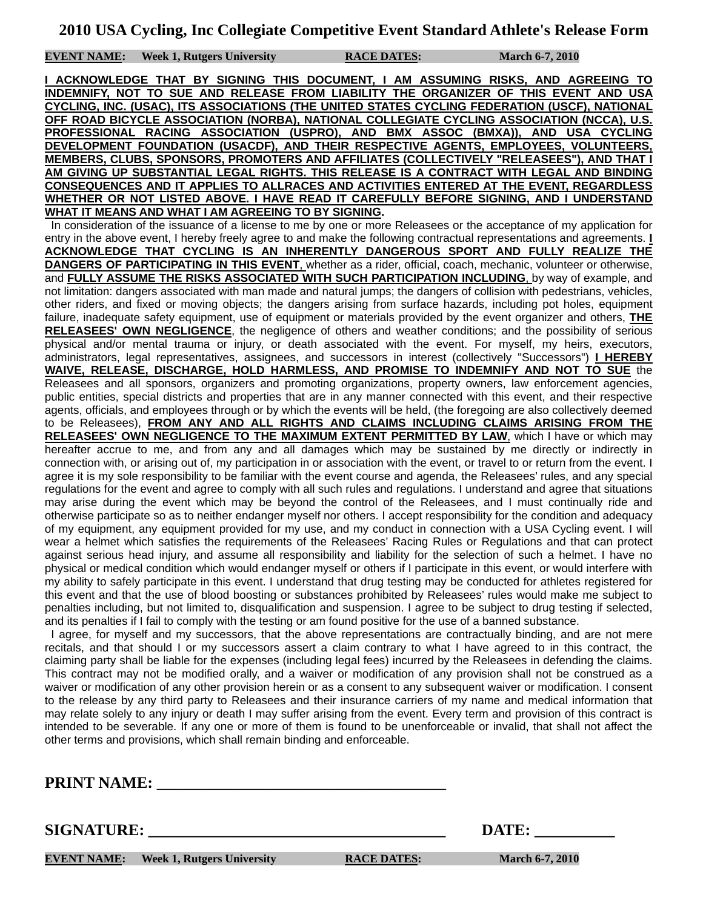# 2010 USA Cycling, Inc Collegiate Competitive Event Standard Athlete's Release Form

**EVENT NAME:** **Week 1, Rutgers University** **RACE DATES:** **March 6-7, 2010**

**I ACKNOWLEDGE THAT BY SIGNING THIS DOCUMENT, I AM ASSUMING RISKS, AND AGREEING TO INDEMNIFY, NOT TO SUE AND RELEASE FROM LIABILITY THE ORGANIZER OF THIS EVENT AND USA CYCLING, INC. (USAC), ITS ASSOCIATIONS (THE UNITED STATES CYCLING FEDERATION (USCF), NATIONAL OFF ROAD BICYCLE ASSOCIATION (NORBA), NATIONAL COLLEGIATE CYCLING ASSOCIATION (NCCA), U.S. PROFESSIONAL RACING ASSOCIATION (USPRO), AND BMX ASSOC (BMXA)), AND USA CYCLING DEVELOPMENT FOUNDATION (USACDF), AND THEIR RESPECTIVE AGENTS, EMPLOYEES, VOLUNTEERS, MEMBERS, CLUBS, SPONSORS, PROMOTERS AND AFFILIATES (COLLECTIVELY "RELEASEES"), AND THAT I AM GIVING UP SUBSTANTIAL LEGAL RIGHTS. THIS RELEASE IS A CONTRACT WITH LEGAL AND BINDING CONSEQUENCES AND IT APPLIES TO ALLRACES AND ACTIVITIES ENTERED AT THE EVENT, REGARDLESS WHETHER OR NOT LISTED ABOVE. I HAVE READ IT CAREFULLY BEFORE SIGNING, AND I UNDERSTAND WHAT IT MEANS AND WHAT I AM AGREEING TO BY SIGNING.**

In consideration of the issuance of a license to me by one or more Releasees or the acceptance of my application for entry in the above event, I hereby freely agree to and make the following contractual representations and agreements. **I ACKNOWLEDGE THAT CYCLING IS AN INHERENTLY DANGEROUS SPORT AND FULLY REALIZE THE DANGERS OF PARTICIPATING IN THIS EVENT**, whether as a rider, official, coach, mechanic, volunteer or otherwise, and **FULLY ASSUME THE RISKS ASSOCIATED WITH SUCH PARTICIPATION INCLUDING**, by way of example, and not limitation: dangers associated with man made and natural jumps; the dangers of collision with pedestrians, vehicles, other riders, and fixed or moving objects; the dangers arising from surface hazards, including pot holes, equipment failure, inadequate safety equipment, use of equipment or materials provided by the event organizer and others, **THE RELEASEES' OWN NEGLIGENCE**, the negligence of others and weather conditions; and the possibility of serious physical and/or mental trauma or injury, or death associated with the event. For myself, my heirs, executors, administrators, legal representatives, assignees, and successors in interest (collectively "Successors") **I HEREBY WAIVE, RELEASE, DISCHARGE, HOLD HARMLESS, AND PROMISE TO INDEMNIFY AND NOT TO SUE** the Releasees and all sponsors, organizers and promoting organizations, property owners, law enforcement agencies, public entities, special districts and properties that are in any manner connected with this event, and their respective agents, officials, and employees through or by which the events will be held, (the foregoing are also collectively deemed to be Releasees), **FROM ANY AND ALL RIGHTS AND CLAIMS INCLUDING CLAIMS ARISING FROM THE RELEASEES' OWN NEGLIGENCE TO THE MAXIMUM EXTENT PERMITTED BY LAW**, which I have or which may hereafter accrue to me, and from any and all damages which may be sustained by me directly or indirectly in connection with, or arising out of, my participation in or association with the event, or travel to or return from the event. I agree it is my sole responsibility to be familiar with the event course and agenda, the Releasees' rules, and any special regulations for the event and agree to comply with all such rules and regulations. I understand and agree that situations may arise during the event which may be beyond the control of the Releasees, and I must continually ride and otherwise participate so as to neither endanger myself nor others. I accept responsibility for the condition and adequacy of my equipment, any equipment provided for my use, and my conduct in connection with a USA Cycling event. I will wear a helmet which satisfies the requirements of the Releasees' Racing Rules or Regulations and that can protect against serious head injury, and assume all responsibility and liability for the selection of such a helmet. I have no physical or medical condition which would endanger myself or others if I participate in this event, or would interfere with my ability to safely participate in this event. I understand that drug testing may be conducted for athletes registered for this event and that the use of blood boosting or substances prohibited by Releasees' rules would make me subject to penalties including, but not limited to, disqualification and suspension. I agree to be subject to drug testing if selected, and its penalties if I fail to comply with the testing or am found positive for the use of a banned substance.

I agree, for myself and my successors, that the above representations are contractually binding, and are not mere recitals, and that should I or my successors assert a claim contrary to what I have agreed to in this contract, the claiming party shall be liable for the expenses (including legal fees) incurred by the Releasees in defending the claims. This contract may not be modified orally, and a waiver or modification of any provision shall not be construed as a waiver or modification of any other provision herein or as a consent to any subsequent waiver or modification. I consent to the release by any third party to Releasees and their insurance carriers of my name and medical information that may relate solely to any injury or death I may suffer arising from the event. Every term and provision of this contract is intended to be severable. If any one or more of them is found to be unenforceable or invalid, that shall not affect the other terms and provisions, which shall remain binding and enforceable.

**PRINT NAME:** ____________________________________

**SIGNATURE:** ____________________________________ **DATE:** __________

**EVENT NAME:** **Week 1, Rutgers University** **RACE DATES:** **March 6-7, 2010**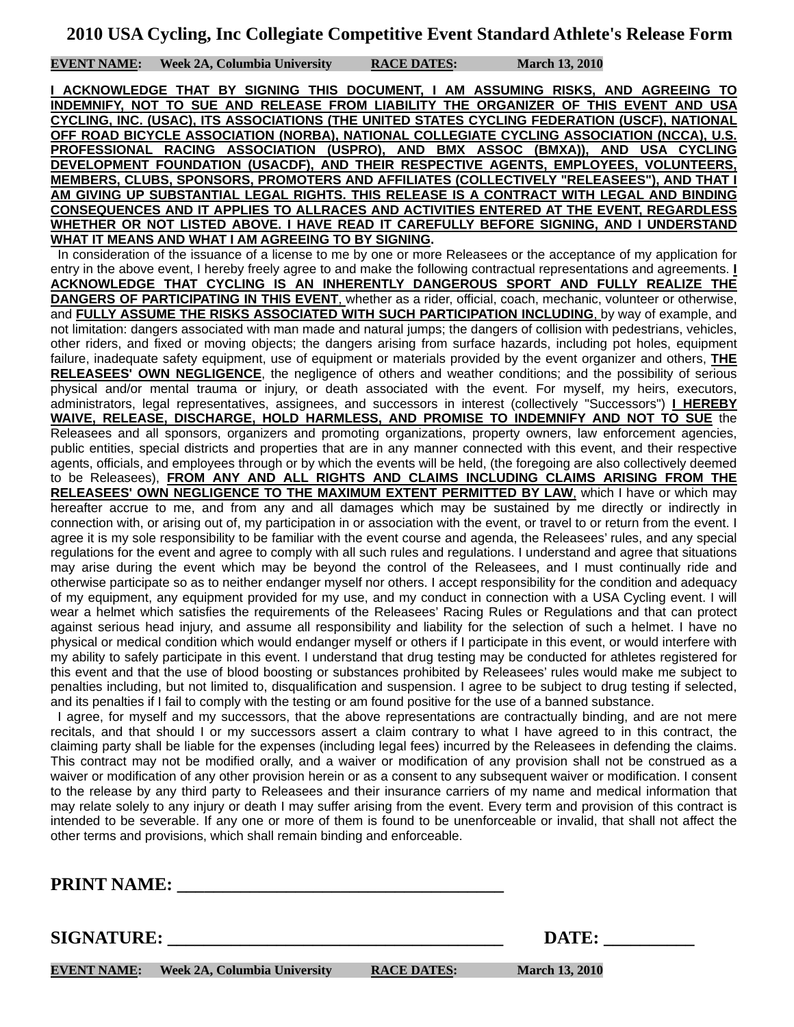# 2010 USA Cycling, Inc Collegiate Competitive Event Standard Athlete's Release Form

**EVENT NAME:** Week 2A, Columbia University **RACE DATES:** March 13, 2010

**I ACKNOWLEDGE THAT BY SIGNING THIS DOCUMENT, I AM ASSUMING RISKS, AND AGREEING TO INDEMNIFY, NOT TO SUE AND RELEASE FROM LIABILITY THE ORGANIZER OF THIS EVENT AND USA CYCLING, INC. (USAC), ITS ASSOCIATIONS (THE UNITED STATES CYCLING FEDERATION (USCF), NATIONAL OFF ROAD BICYCLE ASSOCIATION (NORBA), NATIONAL COLLEGIATE CYCLING ASSOCIATION (NCCA), U.S. PROFESSIONAL RACING ASSOCIATION (USPRO), AND BMX ASSOC (BMXA)), AND USA CYCLING DEVELOPMENT FOUNDATION (USACDF), AND THEIR RESPECTIVE AGENTS, EMPLOYEES, VOLUNTEERS, MEMBERS, CLUBS, SPONSORS, PROMOTERS AND AFFILIATES (COLLECTIVELY "RELEASEES"), AND THAT I AM GIVING UP SUBSTANTIAL LEGAL RIGHTS. THIS RELEASE IS A CONTRACT WITH LEGAL AND BINDING CONSEQUENCES AND IT APPLIES TO ALLRACES AND ACTIVITIES ENTERED AT THE EVENT, REGARDLESS WHETHER OR NOT LISTED ABOVE. I HAVE READ IT CAREFULLY BEFORE SIGNING, AND I UNDERSTAND WHAT IT MEANS AND WHAT I AM AGREEING TO BY SIGNING.**

In consideration of the issuance of a license to me by one or more Releasees or the acceptance of my application for entry in the above event, I hereby freely agree to and make the following contractual representations and agreements. **I ACKNOWLEDGE THAT CYCLING IS AN INHERENTLY DANGEROUS SPORT AND FULLY REALIZE THE DANGERS OF PARTICIPATING IN THIS EVENT**, whether as a rider, official, coach, mechanic, volunteer or otherwise, and **FULLY ASSUME THE RISKS ASSOCIATED WITH SUCH PARTICIPATION INCLUDING**, by way of example, and not limitation: dangers associated with man made and natural jumps; the dangers of collision with pedestrians, vehicles, other riders, and fixed or moving objects; the dangers arising from surface hazards, including pot holes, equipment failure, inadequate safety equipment, use of equipment or materials provided by the event organizer and others, **THE RELEASEES' OWN NEGLIGENCE**, the negligence of others and weather conditions; and the possibility of serious physical and/or mental trauma or injury, or death associated with the event. For myself, my heirs, executors, administrators, legal representatives, assignees, and successors in interest (collectively "Successors") **I HEREBY WAIVE, RELEASE, DISCHARGE, HOLD HARMLESS, AND PROMISE TO INDEMNIFY AND NOT TO SUE** the Releasees and all sponsors, organizers and promoting organizations, property owners, law enforcement agencies, public entities, special districts and properties that are in any manner connected with this event, and their respective agents, officials, and employees through or by which the events will be held, (the foregoing are also collectively deemed to be Releasees), **FROM ANY AND ALL RIGHTS AND CLAIMS INCLUDING CLAIMS ARISING FROM THE RELEASEES' OWN NEGLIGENCE TO THE MAXIMUM EXTENT PERMITTED BY LAW**, which I have or which may hereafter accrue to me, and from any and all damages which may be sustained by me directly or indirectly in connection with, or arising out of, my participation in or association with the event, or travel to or return from the event. I agree it is my sole responsibility to be familiar with the event course and agenda, the Releasees' rules, and any special regulations for the event and agree to comply with all such rules and regulations. I understand and agree that situations may arise during the event which may be beyond the control of the Releasees, and I must continually ride and otherwise participate so as to neither endanger myself nor others. I accept responsibility for the condition and adequacy of my equipment, any equipment provided for my use, and my conduct in connection with a USA Cycling event. I will wear a helmet which satisfies the requirements of the Releasees' Racing Rules or Regulations and that can protect against serious head injury, and assume all responsibility and liability for the selection of such a helmet. I have no physical or medical condition which would endanger myself or others if I participate in this event, or would interfere with my ability to safely participate in this event. I understand that drug testing may be conducted for athletes registered for this event and that the use of blood boosting or substances prohibited by Releasees' rules would make me subject to penalties including, but not limited to, disqualification and suspension. I agree to be subject to drug testing if selected, and its penalties if I fail to comply with the testing or am found positive for the use of a banned substance.

I agree, for myself and my successors, that the above representations are contractually binding, and are not mere recitals, and that should I or my successors assert a claim contrary to what I have agreed to in this contract, the claiming party shall be liable for the expenses (including legal fees) incurred by the Releasees in defending the claims. This contract may not be modified orally, and a waiver or modification of any provision shall not be construed as a waiver or modification of any other provision herein or as a consent to any subsequent waiver or modification. I consent to the release by any third party to Releasees and their insurance carriers of my name and medical information that may relate solely to any injury or death I may suffer arising from the event. Every term and provision of this contract is intended to be severable. If any one or more of them is found to be unenforceable or invalid, that shall not affect the other terms and provisions, which shall remain binding and enforceable.

**PRINT NAME:** ____________________________________

**SIGNATURE:** ____________________________________ **DATE:** __________

**EVENT NAME:** Week 2A, Columbia University **RACE DATES:** March 13, 2010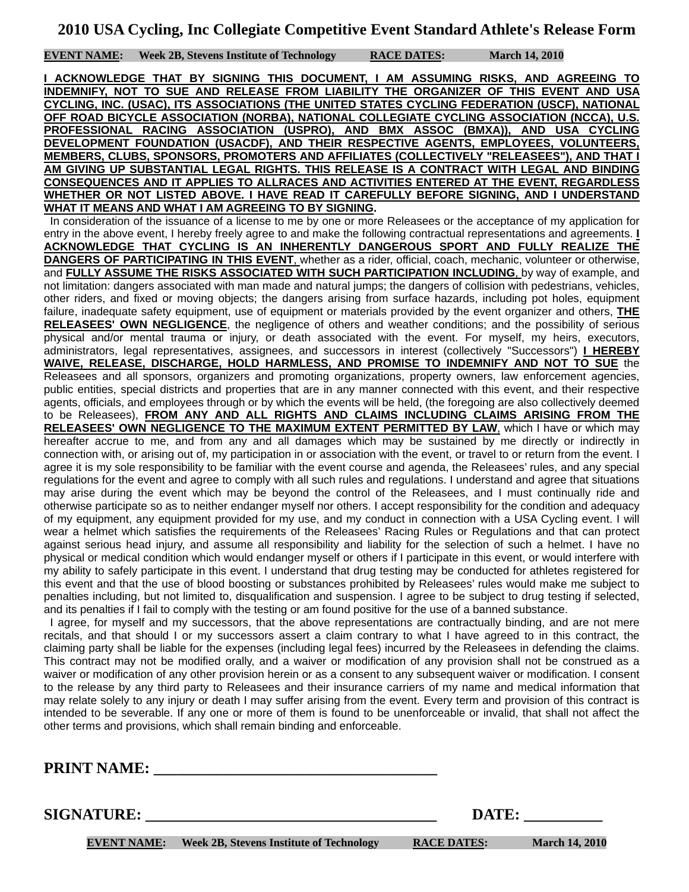# 2010 USA Cycling, Inc Collegiate Competitive Event Standard Athlete's Release Form

**EVENT NAME:** Week 2B, Stevens Institute of Technology **RACE DATES:** March 14, 2010

**I ACKNOWLEDGE THAT BY SIGNING THIS DOCUMENT, I AM ASSUMING RISKS, AND AGREEING TO INDEMNIFY, NOT TO SUE AND RELEASE FROM LIABILITY THE ORGANIZER OF THIS EVENT AND USA CYCLING, INC. (USAC), ITS ASSOCIATIONS (THE UNITED STATES CYCLING FEDERATION (USCF), NATIONAL OFF ROAD BICYCLE ASSOCIATION (NORBA), NATIONAL COLLEGIATE CYCLING ASSOCIATION (NCCA), U.S. PROFESSIONAL RACING ASSOCIATION (USPRO), AND BMX ASSOC (BMXA)), AND USA CYCLING DEVELOPMENT FOUNDATION (USACDF), AND THEIR RESPECTIVE AGENTS, EMPLOYEES, VOLUNTEERS, MEMBERS, CLUBS, SPONSORS, PROMOTERS AND AFFILIATES (COLLECTIVELY "RELEASEES"), AND THAT I AM GIVING UP SUBSTANTIAL LEGAL RIGHTS. THIS RELEASE IS A CONTRACT WITH LEGAL AND BINDING CONSEQUENCES AND IT APPLIES TO ALLRACES AND ACTIVITIES ENTERED AT THE EVENT, REGARDLESS WHETHER OR NOT LISTED ABOVE. I HAVE READ IT CAREFULLY BEFORE SIGNING, AND I UNDERSTAND WHAT IT MEANS AND WHAT I AM AGREEING TO BY SIGNING.**

In consideration of the issuance of a license to me by one or more Releasees or the acceptance of my application for entry in the above event, I hereby freely agree to and make the following contractual representations and agreements. **I ACKNOWLEDGE THAT CYCLING IS AN INHERENTLY DANGEROUS SPORT AND FULLY REALIZE THE DANGERS OF PARTICIPATING IN THIS EVENT**, whether as a rider, official, coach, mechanic, volunteer or otherwise, and **FULLY ASSUME THE RISKS ASSOCIATED WITH SUCH PARTICIPATION INCLUDING**, by way of example, and not limitation: dangers associated with man made and natural jumps; the dangers of collision with pedestrians, vehicles, other riders, and fixed or moving objects; the dangers arising from surface hazards, including pot holes, equipment failure, inadequate safety equipment, use of equipment or materials provided by the event organizer and others, **THE RELEASEES' OWN NEGLIGENCE**, the negligence of others and weather conditions; and the possibility of serious physical and/or mental trauma or injury, or death associated with the event. For myself, my heirs, executors, administrators, legal representatives, assignees, and successors in interest (collectively "Successors") **I HEREBY WAIVE, RELEASE, DISCHARGE, HOLD HARMLESS, AND PROMISE TO INDEMNIFY AND NOT TO SUE** the Releasees and all sponsors, organizers and promoting organizations, property owners, law enforcement agencies, public entities, special districts and properties that are in any manner connected with this event, and their respective agents, officials, and employees through or by which the events will be held, (the foregoing are also collectively deemed to be Releasees), **FROM ANY AND ALL RIGHTS AND CLAIMS INCLUDING CLAIMS ARISING FROM THE RELEASEES' OWN NEGLIGENCE TO THE MAXIMUM EXTENT PERMITTED BY LAW**, which I have or which may hereafter accrue to me, and from any and all damages which may be sustained by me directly or indirectly in connection with, or arising out of, my participation in or association with the event, or travel to or return from the event. I agree it is my sole responsibility to be familiar with the event course and agenda, the Releasees' rules, and any special regulations for the event and agree to comply with all such rules and regulations. I understand and agree that situations may arise during the event which may be beyond the control of the Releasees, and I must continually ride and otherwise participate so as to neither endanger myself nor others. I accept responsibility for the condition and adequacy of my equipment, any equipment provided for my use, and my conduct in connection with a USA Cycling event. I will wear a helmet which satisfies the requirements of the Releasees' Racing Rules or Regulations and that can protect against serious head injury, and assume all responsibility and liability for the selection of such a helmet. I have no physical or medical condition which would endanger myself or others if I participate in this event, or would interfere with my ability to safely participate in this event. I understand that drug testing may be conducted for athletes registered for this event and that the use of blood boosting or substances prohibited by Releasees' rules would make me subject to penalties including, but not limited to, disqualification and suspension. I agree to be subject to drug testing if selected, and its penalties if I fail to comply with the testing or am found positive for the use of a banned substance.

I agree, for myself and my successors, that the above representations are contractually binding, and are not mere recitals, and that should I or my successors assert a claim contrary to what I have agreed to in this contract, the claiming party shall be liable for the expenses (including legal fees) incurred by the Releasees in defending the claims. This contract may not be modified orally, and a waiver or modification of any provision shall not be construed as a waiver or modification of any other provision herein or as a consent to any subsequent waiver or modification. I consent to the release by any third party to Releasees and their insurance carriers of my name and medical information that may relate solely to any injury or death I may suffer arising from the event. Every term and provision of this contract is intended to be severable. If any one or more of them is found to be unenforceable or invalid, that shall not affect the other terms and provisions, which shall remain binding and enforceable.

**PRINT NAME:** ____________________________________

**SIGNATURE:** ____________________________________ **DATE:** __________

**EVENT NAME:** Week 2B, Stevens Institute of Technology **RACE DATES:** March 14, 2010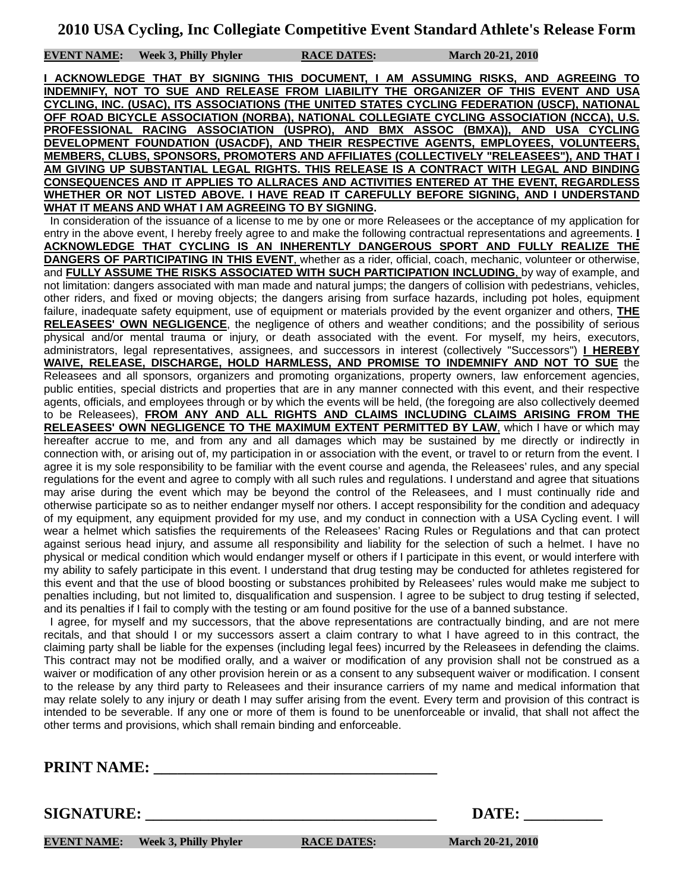# 2010 USA Cycling, Inc Collegiate Competitive Event Standard Athlete's Release Form

**EVENT NAME:** **Week 3, Philly Phyler** **RACE DATES:** **March 20-21, 2010**

**I ACKNOWLEDGE THAT BY SIGNING THIS DOCUMENT, I AM ASSUMING RISKS, AND AGREEING TO INDEMNIFY, NOT TO SUE AND RELEASE FROM LIABILITY THE ORGANIZER OF THIS EVENT AND USA CYCLING, INC. (USAC), ITS ASSOCIATIONS (THE UNITED STATES CYCLING FEDERATION (USCF), NATIONAL OFF ROAD BICYCLE ASSOCIATION (NORBA), NATIONAL COLLEGIATE CYCLING ASSOCIATION (NCCA), U.S. PROFESSIONAL RACING ASSOCIATION (USPRO), AND BMX ASSOC (BMXA)), AND USA CYCLING DEVELOPMENT FOUNDATION (USACDF), AND THEIR RESPECTIVE AGENTS, EMPLOYEES, VOLUNTEERS, MEMBERS, CLUBS, SPONSORS, PROMOTERS AND AFFILIATES (COLLECTIVELY "RELEASEES"), AND THAT I AM GIVING UP SUBSTANTIAL LEGAL RIGHTS. THIS RELEASE IS A CONTRACT WITH LEGAL AND BINDING CONSEQUENCES AND IT APPLIES TO ALLRACES AND ACTIVITIES ENTERED AT THE EVENT, REGARDLESS WHETHER OR NOT LISTED ABOVE. I HAVE READ IT CAREFULLY BEFORE SIGNING, AND I UNDERSTAND WHAT IT MEANS AND WHAT I AM AGREEING TO BY SIGNING.**

In consideration of the issuance of a license to me by one or more Releasees or the acceptance of my application for entry in the above event, I hereby freely agree to and make the following contractual representations and agreements. **I ACKNOWLEDGE THAT CYCLING IS AN INHERENTLY DANGEROUS SPORT AND FULLY REALIZE THE DANGERS OF PARTICIPATING IN THIS EVENT**, whether as a rider, official, coach, mechanic, volunteer or otherwise, and **FULLY ASSUME THE RISKS ASSOCIATED WITH SUCH PARTICIPATION INCLUDING**, by way of example, and not limitation: dangers associated with man made and natural jumps; the dangers of collision with pedestrians, vehicles, other riders, and fixed or moving objects; the dangers arising from surface hazards, including pot holes, equipment failure, inadequate safety equipment, use of equipment or materials provided by the event organizer and others, **THE RELEASEES' OWN NEGLIGENCE**, the negligence of others and weather conditions; and the possibility of serious physical and/or mental trauma or injury, or death associated with the event. For myself, my heirs, executors, administrators, legal representatives, assignees, and successors in interest (collectively "Successors") **I HEREBY WAIVE, RELEASE, DISCHARGE, HOLD HARMLESS, AND PROMISE TO INDEMNIFY AND NOT TO SUE** the Releasees and all sponsors, organizers and promoting organizations, property owners, law enforcement agencies, public entities, special districts and properties that are in any manner connected with this event, and their respective agents, officials, and employees through or by which the events will be held, (the foregoing are also collectively deemed to be Releasees), **FROM ANY AND ALL RIGHTS AND CLAIMS INCLUDING CLAIMS ARISING FROM THE RELEASEES' OWN NEGLIGENCE TO THE MAXIMUM EXTENT PERMITTED BY LAW**, which I have or which may hereafter accrue to me, and from any and all damages which may be sustained by me directly or indirectly in connection with, or arising out of, my participation in or association with the event, or travel to or return from the event. I agree it is my sole responsibility to be familiar with the event course and agenda, the Releasees' rules, and any special regulations for the event and agree to comply with all such rules and regulations. I understand and agree that situations may arise during the event which may be beyond the control of the Releasees, and I must continually ride and otherwise participate so as to neither endanger myself nor others. I accept responsibility for the condition and adequacy of my equipment, any equipment provided for my use, and my conduct in connection with a USA Cycling event. I will wear a helmet which satisfies the requirements of the Releasees' Racing Rules or Regulations and that can protect against serious head injury, and assume all responsibility and liability for the selection of such a helmet. I have no physical or medical condition which would endanger myself or others if I participate in this event, or would interfere with my ability to safely participate in this event. I understand that drug testing may be conducted for athletes registered for this event and that the use of blood boosting or substances prohibited by Releasees' rules would make me subject to penalties including, but not limited to, disqualification and suspension. I agree to be subject to drug testing if selected, and its penalties if I fail to comply with the testing or am found positive for the use of a banned substance.

I agree, for myself and my successors, that the above representations are contractually binding, and are not mere recitals, and that should I or my successors assert a claim contrary to what I have agreed to in this contract, the claiming party shall be liable for the expenses (including legal fees) incurred by the Releasees in defending the claims. This contract may not be modified orally, and a waiver or modification of any provision shall not be construed as a waiver or modification of any other provision herein or as a consent to any subsequent waiver or modification. I consent to the release by any third party to Releasees and their insurance carriers of my name and medical information that may relate solely to any injury or death I may suffer arising from the event. Every term and provision of this contract is intended to be severable. If any one or more of them is found to be unenforceable or invalid, that shall not affect the other terms and provisions, which shall remain binding and enforceable.

**PRINT NAME:** ____________________________________

**SIGNATURE:** ____________________________________ **DATE:** __________

**EVENT NAME:** **Week 3, Philly Phyler** **RACE DATES:** **March 20-21, 2010**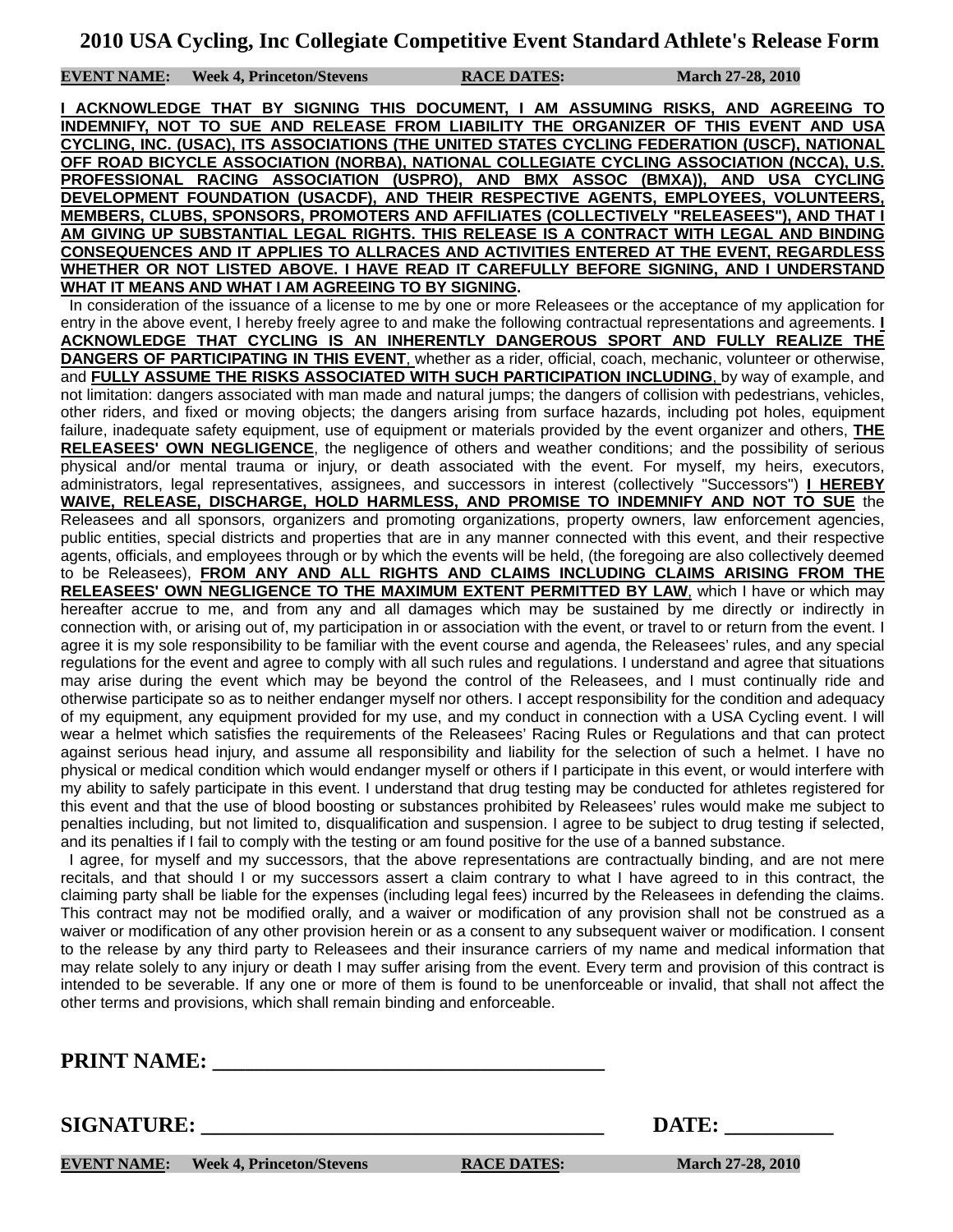# 2010 USA Cycling, Inc Collegiate Competitive Event Standard Athlete's Release Form

**EVENT NAME:** **Week 4, Princeton/Stevens** **RACE DATES:** **March 27-28, 2010**

**I ACKNOWLEDGE THAT BY SIGNING THIS DOCUMENT, I AM ASSUMING RISKS, AND AGREEING TO INDEMNIFY, NOT TO SUE AND RELEASE FROM LIABILITY THE ORGANIZER OF THIS EVENT AND USA CYCLING, INC. (USAC), ITS ASSOCIATIONS (THE UNITED STATES CYCLING FEDERATION (USCF), NATIONAL OFF ROAD BICYCLE ASSOCIATION (NORBA), NATIONAL COLLEGIATE CYCLING ASSOCIATION (NCCA), U.S. PROFESSIONAL RACING ASSOCIATION (USPRO), AND BMX ASSOC (BMXA)), AND USA CYCLING DEVELOPMENT FOUNDATION (USACDF), AND THEIR RESPECTIVE AGENTS, EMPLOYEES, VOLUNTEERS, MEMBERS, CLUBS, SPONSORS, PROMOTERS AND AFFILIATES (COLLECTIVELY "RELEASEES"), AND THAT I AM GIVING UP SUBSTANTIAL LEGAL RIGHTS. THIS RELEASE IS A CONTRACT WITH LEGAL AND BINDING CONSEQUENCES AND IT APPLIES TO ALLRACES AND ACTIVITIES ENTERED AT THE EVENT, REGARDLESS WHETHER OR NOT LISTED ABOVE. I HAVE READ IT CAREFULLY BEFORE SIGNING, AND I UNDERSTAND WHAT IT MEANS AND WHAT I AM AGREEING TO BY SIGNING.**

In consideration of the issuance of a license to me by one or more Releasees or the acceptance of my application for entry in the above event, I hereby freely agree to and make the following contractual representations and agreements. **I ACKNOWLEDGE THAT CYCLING IS AN INHERENTLY DANGEROUS SPORT AND FULLY REALIZE THE DANGERS OF PARTICIPATING IN THIS EVENT**, whether as a rider, official, coach, mechanic, volunteer or otherwise, and **FULLY ASSUME THE RISKS ASSOCIATED WITH SUCH PARTICIPATION INCLUDING**, by way of example, and not limitation: dangers associated with man made and natural jumps; the dangers of collision with pedestrians, vehicles, other riders, and fixed or moving objects; the dangers arising from surface hazards, including pot holes, equipment failure, inadequate safety equipment, use of equipment or materials provided by the event organizer and others, **THE RELEASEES' OWN NEGLIGENCE**, the negligence of others and weather conditions; and the possibility of serious physical and/or mental trauma or injury, or death associated with the event. For myself, my heirs, executors, administrators, legal representatives, assignees, and successors in interest (collectively "Successors") **I HEREBY WAIVE, RELEASE, DISCHARGE, HOLD HARMLESS, AND PROMISE TO INDEMNIFY AND NOT TO SUE** the Releasees and all sponsors, organizers and promoting organizations, property owners, law enforcement agencies, public entities, special districts and properties that are in any manner connected with this event, and their respective agents, officials, and employees through or by which the events will be held, (the foregoing are also collectively deemed to be Releasees), **FROM ANY AND ALL RIGHTS AND CLAIMS INCLUDING CLAIMS ARISING FROM THE RELEASEES' OWN NEGLIGENCE TO THE MAXIMUM EXTENT PERMITTED BY LAW**, which I have or which may hereafter accrue to me, and from any and all damages which may be sustained by me directly or indirectly in connection with, or arising out of, my participation in or association with the event, or travel to or return from the event. I agree it is my sole responsibility to be familiar with the event course and agenda, the Releasees' rules, and any special regulations for the event and agree to comply with all such rules and regulations. I understand and agree that situations may arise during the event which may be beyond the control of the Releasees, and I must continually ride and otherwise participate so as to neither endanger myself nor others. I accept responsibility for the condition and adequacy of my equipment, any equipment provided for my use, and my conduct in connection with a USA Cycling event. I will wear a helmet which satisfies the requirements of the Releasees' Racing Rules or Regulations and that can protect against serious head injury, and assume all responsibility and liability for the selection of such a helmet. I have no physical or medical condition which would endanger myself or others if I participate in this event, or would interfere with my ability to safely participate in this event. I understand that drug testing may be conducted for athletes registered for this event and that the use of blood boosting or substances prohibited by Releasees' rules would make me subject to penalties including, but not limited to, disqualification and suspension. I agree to be subject to drug testing if selected, and its penalties if I fail to comply with the testing or am found positive for the use of a banned substance.

I agree, for myself and my successors, that the above representations are contractually binding, and are not mere recitals, and that should I or my successors assert a claim contrary to what I have agreed to in this contract, the claiming party shall be liable for the expenses (including legal fees) incurred by the Releasees in defending the claims. This contract may not be modified orally, and a waiver or modification of any provision shall not be construed as a waiver or modification of any other provision herein or as a consent to any subsequent waiver or modification. I consent to the release by any third party to Releasees and their insurance carriers of my name and medical information that may relate solely to any injury or death I may suffer arising from the event. Every term and provision of this contract is intended to be severable. If any one or more of them is found to be unenforceable or invalid, that shall not affect the other terms and provisions, which shall remain binding and enforceable.

**PRINT NAME:** ____________________________________

**SIGNATURE:** ____________________________________ **DATE:** __________

**EVENT NAME:** **Week 4, Princeton/Stevens** **RACE DATES:** **March 27-28, 2010**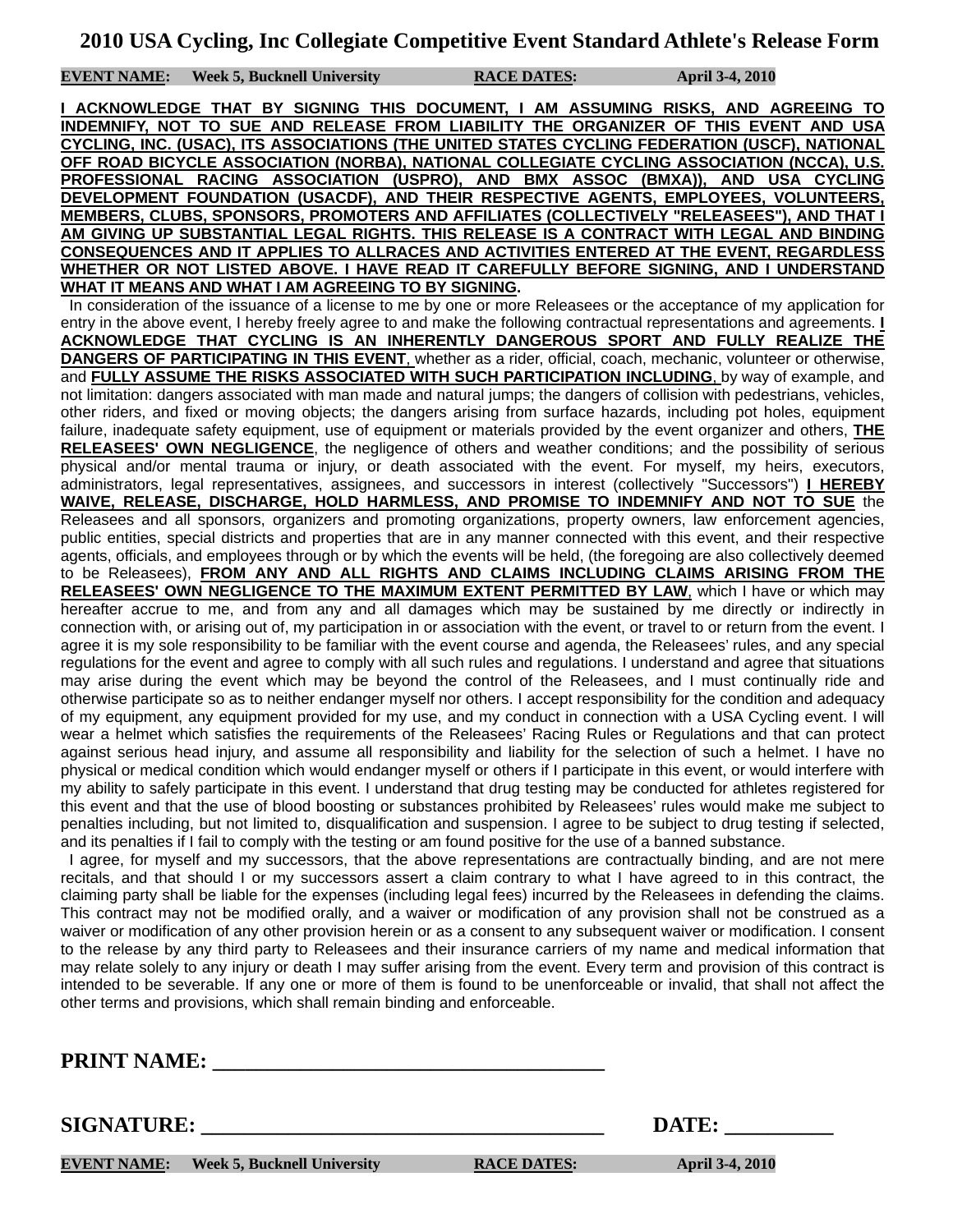# 2010 USA Cycling, Inc Collegiate Competitive Event Standard Athlete's Release Form

**EVENT NAME: Week 5, Bucknell University RACE DATES: April 3-4, 2010**

**I ACKNOWLEDGE THAT BY SIGNING THIS DOCUMENT, I AM ASSUMING RISKS, AND AGREEING TO INDEMNIFY, NOT TO SUE AND RELEASE FROM LIABILITY THE ORGANIZER OF THIS EVENT AND USA CYCLING, INC. (USAC), ITS ASSOCIATIONS (THE UNITED STATES CYCLING FEDERATION (USCF), NATIONAL OFF ROAD BICYCLE ASSOCIATION (NORBA), NATIONAL COLLEGIATE CYCLING ASSOCIATION (NCCA), U.S. PROFESSIONAL RACING ASSOCIATION (USPRO), AND BMX ASSOC (BMXA)), AND USA CYCLING DEVELOPMENT FOUNDATION (USACDF), AND THEIR RESPECTIVE AGENTS, EMPLOYEES, VOLUNTEERS, MEMBERS, CLUBS, SPONSORS, PROMOTERS AND AFFILIATES (COLLECTIVELY "RELEASEES"), AND THAT I AM GIVING UP SUBSTANTIAL LEGAL RIGHTS. THIS RELEASE IS A CONTRACT WITH LEGAL AND BINDING CONSEQUENCES AND IT APPLIES TO ALLRACES AND ACTIVITIES ENTERED AT THE EVENT, REGARDLESS WHETHER OR NOT LISTED ABOVE. I HAVE READ IT CAREFULLY BEFORE SIGNING, AND I UNDERSTAND WHAT IT MEANS AND WHAT I AM AGREEING TO BY SIGNING.**

In consideration of the issuance of a license to me by one or more Releasees or the acceptance of my application for entry in the above event, I hereby freely agree to and make the following contractual representations and agreements. **I ACKNOWLEDGE THAT CYCLING IS AN INHERENTLY DANGEROUS SPORT AND FULLY REALIZE THE DANGERS OF PARTICIPATING IN THIS EVENT**, whether as a rider, official, coach, mechanic, volunteer or otherwise, and **FULLY ASSUME THE RISKS ASSOCIATED WITH SUCH PARTICIPATION INCLUDING**, by way of example, and not limitation: dangers associated with man made and natural jumps; the dangers of collision with pedestrians, vehicles, other riders, and fixed or moving objects; the dangers arising from surface hazards, including pot holes, equipment failure, inadequate safety equipment, use of equipment or materials provided by the event organizer and others, **THE RELEASEES' OWN NEGLIGENCE**, the negligence of others and weather conditions; and the possibility of serious physical and/or mental trauma or injury, or death associated with the event. For myself, my heirs, executors, administrators, legal representatives, assignees, and successors in interest (collectively "Successors") **I HEREBY WAIVE, RELEASE, DISCHARGE, HOLD HARMLESS, AND PROMISE TO INDEMNIFY AND NOT TO SUE** the Releasees and all sponsors, organizers and promoting organizations, property owners, law enforcement agencies, public entities, special districts and properties that are in any manner connected with this event, and their respective agents, officials, and employees through or by which the events will be held, (the foregoing are also collectively deemed to be Releasees), **FROM ANY AND ALL RIGHTS AND CLAIMS INCLUDING CLAIMS ARISING FROM THE RELEASEES' OWN NEGLIGENCE TO THE MAXIMUM EXTENT PERMITTED BY LAW**, which I have or which may hereafter accrue to me, and from any and all damages which may be sustained by me directly or indirectly in connection with, or arising out of, my participation in or association with the event, or travel to or return from the event. I agree it is my sole responsibility to be familiar with the event course and agenda, the Releasees' rules, and any special regulations for the event and agree to comply with all such rules and regulations. I understand and agree that situations may arise during the event which may be beyond the control of the Releasees, and I must continually ride and otherwise participate so as to neither endanger myself nor others. I accept responsibility for the condition and adequacy of my equipment, any equipment provided for my use, and my conduct in connection with a USA Cycling event. I will wear a helmet which satisfies the requirements of the Releasees' Racing Rules or Regulations and that can protect against serious head injury, and assume all responsibility and liability for the selection of such a helmet. I have no physical or medical condition which would endanger myself or others if I participate in this event, or would interfere with my ability to safely participate in this event. I understand that drug testing may be conducted for athletes registered for this event and that the use of blood boosting or substances prohibited by Releasees' rules would make me subject to penalties including, but not limited to, disqualification and suspension. I agree to be subject to drug testing if selected, and its penalties if I fail to comply with the testing or am found positive for the use of a banned substance.

I agree, for myself and my successors, that the above representations are contractually binding, and are not mere recitals, and that should I or my successors assert a claim contrary to what I have agreed to in this contract, the claiming party shall be liable for the expenses (including legal fees) incurred by the Releasees in defending the claims. This contract may not be modified orally, and a waiver or modification of any provision shall not be construed as a waiver or modification of any other provision herein or as a consent to any subsequent waiver or modification. I consent to the release by any third party to Releasees and their insurance carriers of my name and medical information that may relate solely to any injury or death I may suffer arising from the event. Every term and provision of this contract is intended to be severable. If any one or more of them is found to be unenforceable or invalid, that shall not affect the other terms and provisions, which shall remain binding and enforceable.

**PRINT NAME: ____________________________________**

**SIGNATURE: ____________________________________ DATE: __________**

**EVENT NAME: Week 5, Bucknell University RACE DATES: April 3-4, 2010**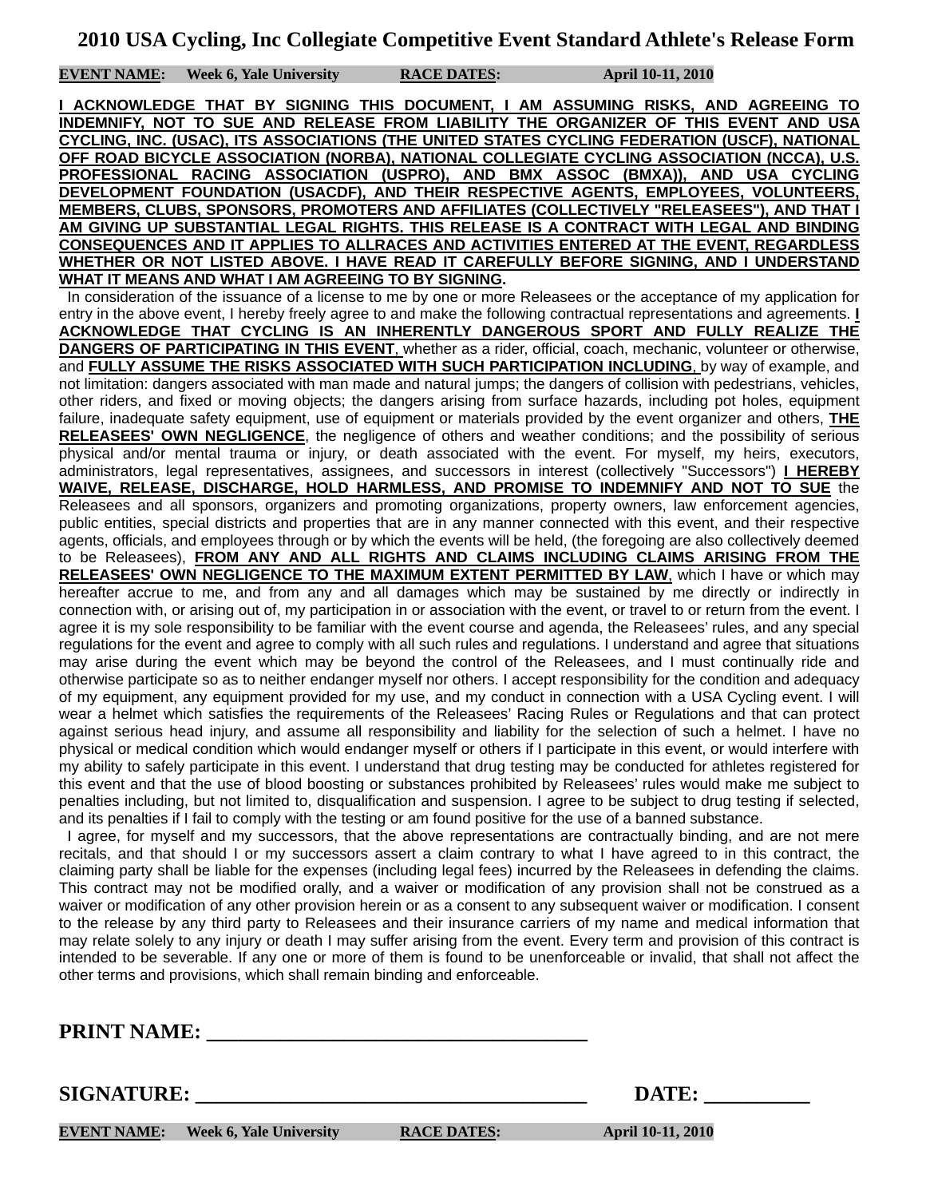# 2010 USA Cycling, Inc Collegiate Competitive Event Standard Athlete's Release Form

**EVENT NAME:** **Week 6, Yale University** **RACE DATES:** **April 10-11, 2010**

**I ACKNOWLEDGE THAT BY SIGNING THIS DOCUMENT, I AM ASSUMING RISKS, AND AGREEING TO INDEMNIFY, NOT TO SUE AND RELEASE FROM LIABILITY THE ORGANIZER OF THIS EVENT AND USA CYCLING, INC. (USAC), ITS ASSOCIATIONS (THE UNITED STATES CYCLING FEDERATION (USCF), NATIONAL OFF ROAD BICYCLE ASSOCIATION (NORBA), NATIONAL COLLEGIATE CYCLING ASSOCIATION (NCCA), U.S. PROFESSIONAL RACING ASSOCIATION (USPRO), AND BMX ASSOC (BMXA)), AND USA CYCLING DEVELOPMENT FOUNDATION (USACDF), AND THEIR RESPECTIVE AGENTS, EMPLOYEES, VOLUNTEERS, MEMBERS, CLUBS, SPONSORS, PROMOTERS AND AFFILIATES (COLLECTIVELY "RELEASEES"), AND THAT I AM GIVING UP SUBSTANTIAL LEGAL RIGHTS. THIS RELEASE IS A CONTRACT WITH LEGAL AND BINDING CONSEQUENCES AND IT APPLIES TO ALLRACES AND ACTIVITIES ENTERED AT THE EVENT, REGARDLESS WHETHER OR NOT LISTED ABOVE. I HAVE READ IT CAREFULLY BEFORE SIGNING, AND I UNDERSTAND WHAT IT MEANS AND WHAT I AM AGREEING TO BY SIGNING.**

In consideration of the issuance of a license to me by one or more Releasees or the acceptance of my application for entry in the above event, I hereby freely agree to and make the following contractual representations and agreements. **I ACKNOWLEDGE THAT CYCLING IS AN INHERENTLY DANGEROUS SPORT AND FULLY REALIZE THE DANGERS OF PARTICIPATING IN THIS EVENT**, whether as a rider, official, coach, mechanic, volunteer or otherwise, and **FULLY ASSUME THE RISKS ASSOCIATED WITH SUCH PARTICIPATION INCLUDING**, by way of example, and not limitation: dangers associated with man made and natural jumps; the dangers of collision with pedestrians, vehicles, other riders, and fixed or moving objects; the dangers arising from surface hazards, including pot holes, equipment failure, inadequate safety equipment, use of equipment or materials provided by the event organizer and others, **THE RELEASEES' OWN NEGLIGENCE**, the negligence of others and weather conditions; and the possibility of serious physical and/or mental trauma or injury, or death associated with the event. For myself, my heirs, executors, administrators, legal representatives, assignees, and successors in interest (collectively "Successors") **I HEREBY WAIVE, RELEASE, DISCHARGE, HOLD HARMLESS, AND PROMISE TO INDEMNIFY AND NOT TO SUE** the Releasees and all sponsors, organizers and promoting organizations, property owners, law enforcement agencies, public entities, special districts and properties that are in any manner connected with this event, and their respective agents, officials, and employees through or by which the events will be held, (the foregoing are also collectively deemed to be Releasees), **FROM ANY AND ALL RIGHTS AND CLAIMS INCLUDING CLAIMS ARISING FROM THE RELEASEES' OWN NEGLIGENCE TO THE MAXIMUM EXTENT PERMITTED BY LAW**, which I have or which may hereafter accrue to me, and from any and all damages which may be sustained by me directly or indirectly in connection with, or arising out of, my participation in or association with the event, or travel to or return from the event. I agree it is my sole responsibility to be familiar with the event course and agenda, the Releasees' rules, and any special regulations for the event and agree to comply with all such rules and regulations. I understand and agree that situations may arise during the event which may be beyond the control of the Releasees, and I must continually ride and otherwise participate so as to neither endanger myself nor others. I accept responsibility for the condition and adequacy of my equipment, any equipment provided for my use, and my conduct in connection with a USA Cycling event. I will wear a helmet which satisfies the requirements of the Releasees' Racing Rules or Regulations and that can protect against serious head injury, and assume all responsibility and liability for the selection of such a helmet. I have no physical or medical condition which would endanger myself or others if I participate in this event, or would interfere with my ability to safely participate in this event. I understand that drug testing may be conducted for athletes registered for this event and that the use of blood boosting or substances prohibited by Releasees' rules would make me subject to penalties including, but not limited to, disqualification and suspension. I agree to be subject to drug testing if selected, and its penalties if I fail to comply with the testing or am found positive for the use of a banned substance.

I agree, for myself and my successors, that the above representations are contractually binding, and are not mere recitals, and that should I or my successors assert a claim contrary to what I have agreed to in this contract, the claiming party shall be liable for the expenses (including legal fees) incurred by the Releasees in defending the claims. This contract may not be modified orally, and a waiver or modification of any provision shall not be construed as a waiver or modification of any other provision herein or as a consent to any subsequent waiver or modification. I consent to the release by any third party to Releasees and their insurance carriers of my name and medical information that may relate solely to any injury or death I may suffer arising from the event. Every term and provision of this contract is intended to be severable. If any one or more of them is found to be unenforceable or invalid, that shall not affect the other terms and provisions, which shall remain binding and enforceable.

**PRINT NAME:** ____________________________________

**SIGNATURE:** ____________________________________ **DATE:** __________

**EVENT NAME:** **Week 6, Yale University** **RACE DATES:** **April 10-11, 2010**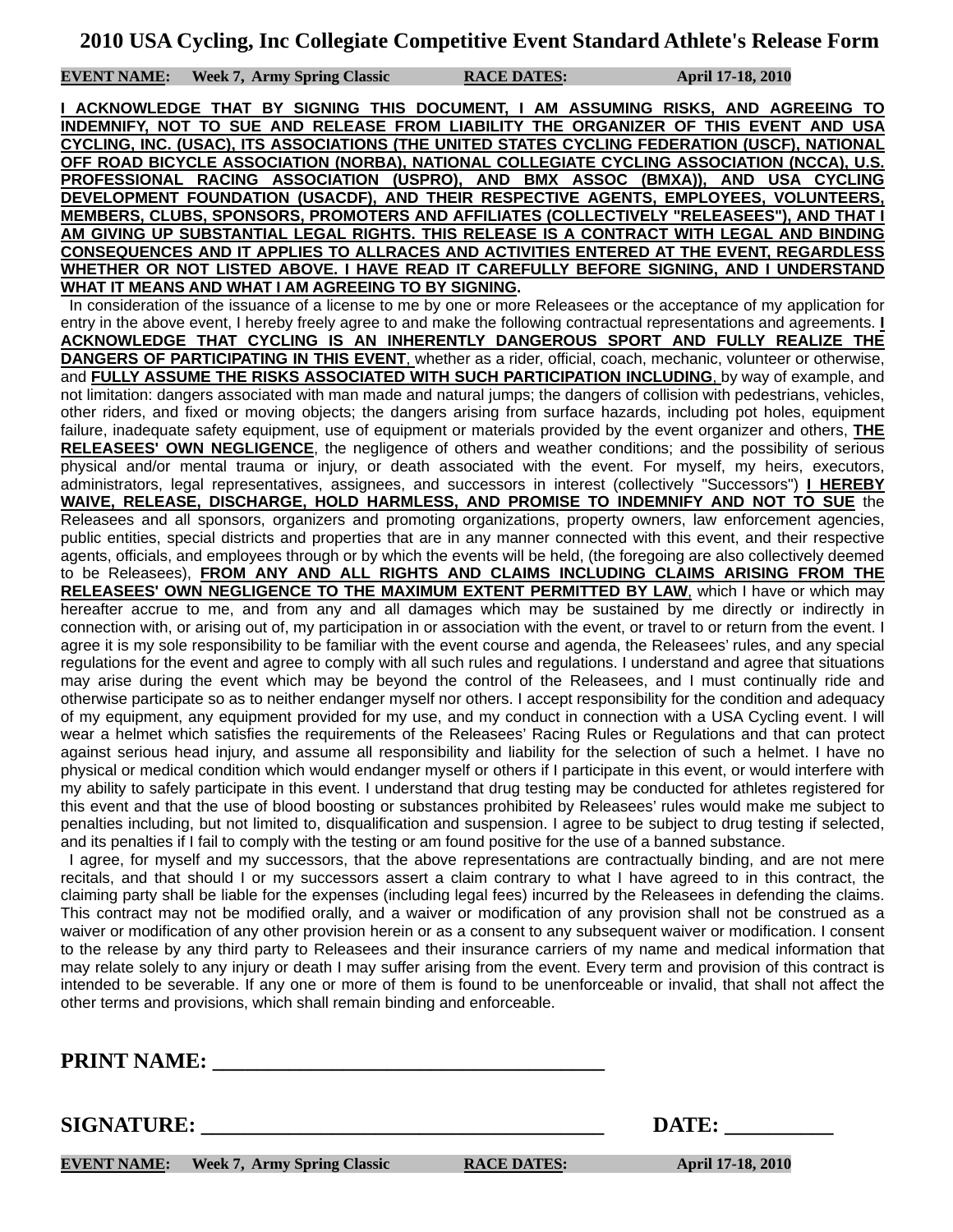# 2010 USA Cycling, Inc Collegiate Competitive Event Standard Athlete's Release Form

**EVENT NAME:** **Week 7, Army Spring Classic** **RACE DATES:** **April 17-18, 2010**

**I ACKNOWLEDGE THAT BY SIGNING THIS DOCUMENT, I AM ASSUMING RISKS, AND AGREEING TO INDEMNIFY, NOT TO SUE AND RELEASE FROM LIABILITY THE ORGANIZER OF THIS EVENT AND USA CYCLING, INC. (USAC), ITS ASSOCIATIONS (THE UNITED STATES CYCLING FEDERATION (USCF), NATIONAL OFF ROAD BICYCLE ASSOCIATION (NORBA), NATIONAL COLLEGIATE CYCLING ASSOCIATION (NCCA), U.S. PROFESSIONAL RACING ASSOCIATION (USPRO), AND BMX ASSOC (BMXA)), AND USA CYCLING DEVELOPMENT FOUNDATION (USACDF), AND THEIR RESPECTIVE AGENTS, EMPLOYEES, VOLUNTEERS, MEMBERS, CLUBS, SPONSORS, PROMOTERS AND AFFILIATES (COLLECTIVELY "RELEASEES"), AND THAT I AM GIVING UP SUBSTANTIAL LEGAL RIGHTS. THIS RELEASE IS A CONTRACT WITH LEGAL AND BINDING CONSEQUENCES AND IT APPLIES TO ALLRACES AND ACTIVITIES ENTERED AT THE EVENT, REGARDLESS WHETHER OR NOT LISTED ABOVE. I HAVE READ IT CAREFULLY BEFORE SIGNING, AND I UNDERSTAND WHAT IT MEANS AND WHAT I AM AGREEING TO BY SIGNING.**

In consideration of the issuance of a license to me by one or more Releasees or the acceptance of my application for entry in the above event, I hereby freely agree to and make the following contractual representations and agreements. **I ACKNOWLEDGE THAT CYCLING IS AN INHERENTLY DANGEROUS SPORT AND FULLY REALIZE THE DANGERS OF PARTICIPATING IN THIS EVENT**, whether as a rider, official, coach, mechanic, volunteer or otherwise, and **FULLY ASSUME THE RISKS ASSOCIATED WITH SUCH PARTICIPATION INCLUDING**, by way of example, and not limitation: dangers associated with man made and natural jumps; the dangers of collision with pedestrians, vehicles, other riders, and fixed or moving objects; the dangers arising from surface hazards, including pot holes, equipment failure, inadequate safety equipment, use of equipment or materials provided by the event organizer and others, **THE RELEASEES' OWN NEGLIGENCE**, the negligence of others and weather conditions; and the possibility of serious physical and/or mental trauma or injury, or death associated with the event. For myself, my heirs, executors, administrators, legal representatives, assignees, and successors in interest (collectively "Successors") **I HEREBY WAIVE, RELEASE, DISCHARGE, HOLD HARMLESS, AND PROMISE TO INDEMNIFY AND NOT TO SUE** the Releasees and all sponsors, organizers and promoting organizations, property owners, law enforcement agencies, public entities, special districts and properties that are in any manner connected with this event, and their respective agents, officials, and employees through or by which the events will be held, (the foregoing are also collectively deemed to be Releasees), **FROM ANY AND ALL RIGHTS AND CLAIMS INCLUDING CLAIMS ARISING FROM THE RELEASEES' OWN NEGLIGENCE TO THE MAXIMUM EXTENT PERMITTED BY LAW**, which I have or which may hereafter accrue to me, and from any and all damages which may be sustained by me directly or indirectly in connection with, or arising out of, my participation in or association with the event, or travel to or return from the event. I agree it is my sole responsibility to be familiar with the event course and agenda, the Releasees' rules, and any special regulations for the event and agree to comply with all such rules and regulations. I understand and agree that situations may arise during the event which may be beyond the control of the Releasees, and I must continually ride and otherwise participate so as to neither endanger myself nor others. I accept responsibility for the condition and adequacy of my equipment, any equipment provided for my use, and my conduct in connection with a USA Cycling event. I will wear a helmet which satisfies the requirements of the Releasees' Racing Rules or Regulations and that can protect against serious head injury, and assume all responsibility and liability for the selection of such a helmet. I have no physical or medical condition which would endanger myself or others if I participate in this event, or would interfere with my ability to safely participate in this event. I understand that drug testing may be conducted for athletes registered for this event and that the use of blood boosting or substances prohibited by Releasees' rules would make me subject to penalties including, but not limited to, disqualification and suspension. I agree to be subject to drug testing if selected, and its penalties if I fail to comply with the testing or am found positive for the use of a banned substance.

I agree, for myself and my successors, that the above representations are contractually binding, and are not mere recitals, and that should I or my successors assert a claim contrary to what I have agreed to in this contract, the claiming party shall be liable for the expenses (including legal fees) incurred by the Releasees in defending the claims. This contract may not be modified orally, and a waiver or modification of any provision shall not be construed as a waiver or modification of any other provision herein or as a consent to any subsequent waiver or modification. I consent to the release by any third party to Releasees and their insurance carriers of my name and medical information that may relate solely to any injury or death I may suffer arising from the event. Every term and provision of this contract is intended to be severable. If any one or more of them is found to be unenforceable or invalid, that shall not affect the other terms and provisions, which shall remain binding and enforceable.

**PRINT NAME:** ____________________________________

**SIGNATURE:** ____________________________________ **DATE:** __________

**EVENT NAME:** **Week 7, Army Spring Classic** **RACE DATES:** **April 17-18, 2010**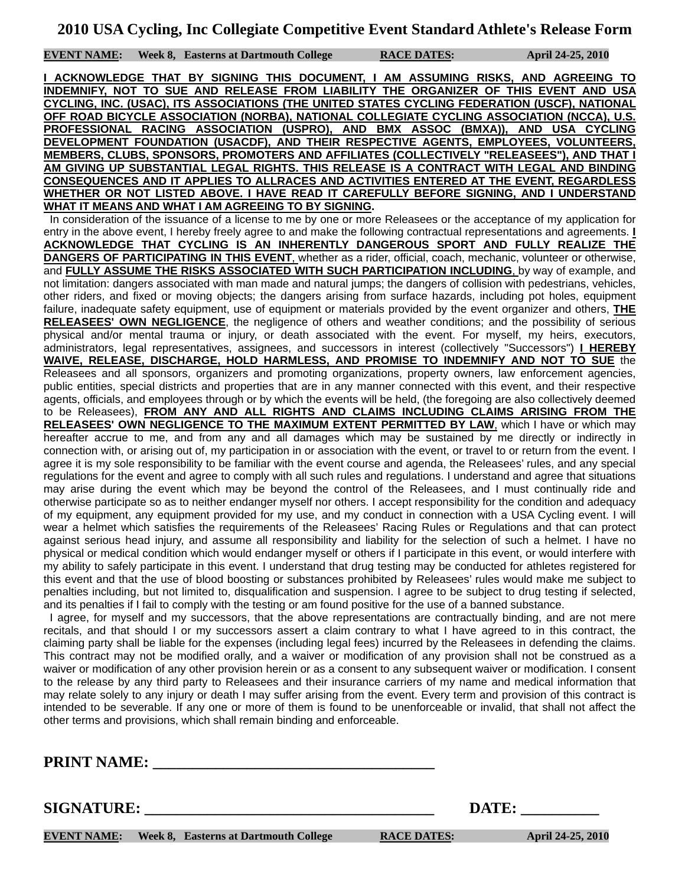# 2010 USA Cycling, Inc Collegiate Competitive Event Standard Athlete's Release Form

**EVENT NAME:** **Week 8, Easterns at Dartmouth College** **RACE DATES:** **April 24-25, 2010**

**I ACKNOWLEDGE THAT BY SIGNING THIS DOCUMENT, I AM ASSUMING RISKS, AND AGREEING TO INDEMNIFY, NOT TO SUE AND RELEASE FROM LIABILITY THE ORGANIZER OF THIS EVENT AND USA CYCLING, INC. (USAC), ITS ASSOCIATIONS (THE UNITED STATES CYCLING FEDERATION (USCF), NATIONAL OFF ROAD BICYCLE ASSOCIATION (NORBA), NATIONAL COLLEGIATE CYCLING ASSOCIATION (NCCA), U.S. PROFESSIONAL RACING ASSOCIATION (USPRO), AND BMX ASSOC (BMXA)), AND USA CYCLING DEVELOPMENT FOUNDATION (USACDF), AND THEIR RESPECTIVE AGENTS, EMPLOYEES, VOLUNTEERS, MEMBERS, CLUBS, SPONSORS, PROMOTERS AND AFFILIATES (COLLECTIVELY "RELEASEES"), AND THAT I AM GIVING UP SUBSTANTIAL LEGAL RIGHTS. THIS RELEASE IS A CONTRACT WITH LEGAL AND BINDING CONSEQUENCES AND IT APPLIES TO ALLRACES AND ACTIVITIES ENTERED AT THE EVENT, REGARDLESS WHETHER OR NOT LISTED ABOVE. I HAVE READ IT CAREFULLY BEFORE SIGNING, AND I UNDERSTAND WHAT IT MEANS AND WHAT I AM AGREEING TO BY SIGNING.**

In consideration of the issuance of a license to me by one or more Releasees or the acceptance of my application for entry in the above event, I hereby freely agree to and make the following contractual representations and agreements. **I ACKNOWLEDGE THAT CYCLING IS AN INHERENTLY DANGEROUS SPORT AND FULLY REALIZE THE DANGERS OF PARTICIPATING IN THIS EVENT**, whether as a rider, official, coach, mechanic, volunteer or otherwise, and **FULLY ASSUME THE RISKS ASSOCIATED WITH SUCH PARTICIPATION INCLUDING**, by way of example, and not limitation: dangers associated with man made and natural jumps; the dangers of collision with pedestrians, vehicles, other riders, and fixed or moving objects; the dangers arising from surface hazards, including pot holes, equipment failure, inadequate safety equipment, use of equipment or materials provided by the event organizer and others, **THE RELEASEES' OWN NEGLIGENCE**, the negligence of others and weather conditions; and the possibility of serious physical and/or mental trauma or injury, or death associated with the event. For myself, my heirs, executors, administrators, legal representatives, assignees, and successors in interest (collectively "Successors") **I HEREBY WAIVE, RELEASE, DISCHARGE, HOLD HARMLESS, AND PROMISE TO INDEMNIFY AND NOT TO SUE** the Releasees and all sponsors, organizers and promoting organizations, property owners, law enforcement agencies, public entities, special districts and properties that are in any manner connected with this event, and their respective agents, officials, and employees through or by which the events will be held, (the foregoing are also collectively deemed to be Releasees), **FROM ANY AND ALL RIGHTS AND CLAIMS INCLUDING CLAIMS ARISING FROM THE RELEASEES' OWN NEGLIGENCE TO THE MAXIMUM EXTENT PERMITTED BY LAW**, which I have or which may hereafter accrue to me, and from any and all damages which may be sustained by me directly or indirectly in connection with, or arising out of, my participation in or association with the event, or travel to or return from the event. I agree it is my sole responsibility to be familiar with the event course and agenda, the Releasees' rules, and any special regulations for the event and agree to comply with all such rules and regulations. I understand and agree that situations may arise during the event which may be beyond the control of the Releasees, and I must continually ride and otherwise participate so as to neither endanger myself nor others. I accept responsibility for the condition and adequacy of my equipment, any equipment provided for my use, and my conduct in connection with a USA Cycling event. I will wear a helmet which satisfies the requirements of the Releasees' Racing Rules or Regulations and that can protect against serious head injury, and assume all responsibility and liability for the selection of such a helmet. I have no physical or medical condition which would endanger myself or others if I participate in this event, or would interfere with my ability to safely participate in this event. I understand that drug testing may be conducted for athletes registered for this event and that the use of blood boosting or substances prohibited by Releasees' rules would make me subject to penalties including, but not limited to, disqualification and suspension. I agree to be subject to drug testing if selected, and its penalties if I fail to comply with the testing or am found positive for the use of a banned substance.

I agree, for myself and my successors, that the above representations are contractually binding, and are not mere recitals, and that should I or my successors assert a claim contrary to what I have agreed to in this contract, the claiming party shall be liable for the expenses (including legal fees) incurred by the Releasees in defending the claims. This contract may not be modified orally, and a waiver or modification of any provision shall not be construed as a waiver or modification of any other provision herein or as a consent to any subsequent waiver or modification. I consent to the release by any third party to Releasees and their insurance carriers of my name and medical information that may relate solely to any injury or death I may suffer arising from the event. Every term and provision of this contract is intended to be severable. If any one or more of them is found to be unenforceable or invalid, that shall not affect the other terms and provisions, which shall remain binding and enforceable.

**PRINT NAME:** ____________________________________

**SIGNATURE:** ____________________________________ **DATE:** __________

**EVENT NAME:** **Week 8, Easterns at Dartmouth College** **RACE DATES:** **April 24-25, 2010**